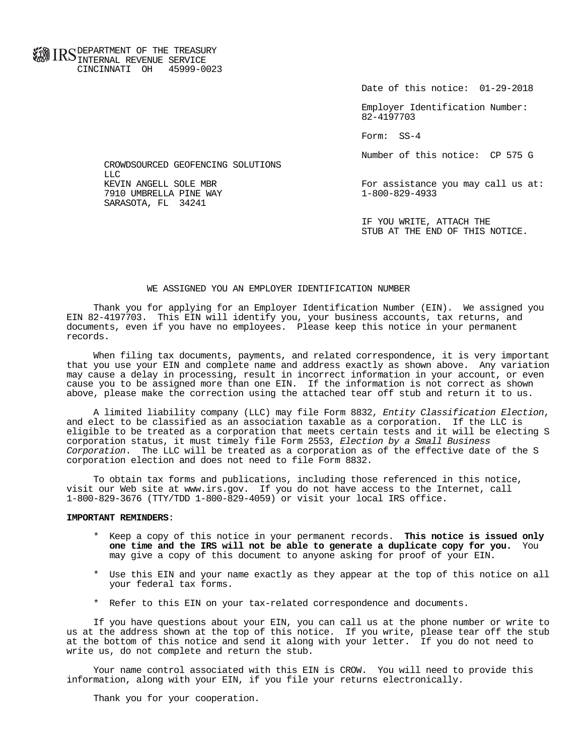IRS DEPARTMENT OF THE TREASURY
INTERNAL REVENUE SERVICE
CINCINNATI OH 45999-0023

Date of this notice: 01-29-2018

Employer Identification Number:
82-4197703

Form: SS-4

Number of this notice: CP 575 G

CROWDSOURCED GEOFENCING SOLUTIONS
LLC
KEVIN ANGELL SOLE MBR
7910 UMBRELLA PINE WAY
SARASOTA, FL 34241

For assistance you may call us at:
1-800-829-4933

IF YOU WRITE, ATTACH THE
STUB AT THE END OF THIS NOTICE.

## WE ASSIGNED YOU AN EMPLOYER IDENTIFICATION NUMBER

Thank you for applying for an Employer Identification Number (EIN). We assigned you EIN 82-4197703. This EIN will identify you, your business accounts, tax returns, and documents, even if you have no employees. Please keep this notice in your permanent records.

When filing tax documents, payments, and related correspondence, it is very important that you use your EIN and complete name and address exactly as shown above. Any variation may cause a delay in processing, result in incorrect information in your account, or even cause you to be assigned more than one EIN. If the information is not correct as shown above, please make the correction using the attached tear off stub and return it to us.

A limited liability company (LLC) may file Form 8832, *Entity Classification Election*, and elect to be classified as an association taxable as a corporation. If the LLC is eligible to be treated as a corporation that meets certain tests and it will be electing S corporation status, it must timely file Form 2553, *Election by a Small Business Corporation*. The LLC will be treated as a corporation as of the effective date of the S corporation election and does not need to file Form 8832.

To obtain tax forms and publications, including those referenced in this notice, visit our Web site at www.irs.gov. If you do not have access to the Internet, call 1-800-829-3676 (TTY/TDD 1-800-829-4059) or visit your local IRS office.

**IMPORTANT REMINDERS**:

* Keep a copy of this notice in your permanent records. **This notice is issued only one time and the IRS will not be able to generate a duplicate copy for you.** You may give a copy of this document to anyone asking for proof of your EIN.

* Use this EIN and your name exactly as they appear at the top of this notice on all your federal tax forms.

* Refer to this EIN on your tax-related correspondence and documents.

If you have questions about your EIN, you can call us at the phone number or write to us at the address shown at the top of this notice. If you write, please tear off the stub at the bottom of this notice and send it along with your letter. If you do not need to write us, do not complete and return the stub.

Your name control associated with this EIN is CROW. You will need to provide this information, along with your EIN, if you file your returns electronically.

Thank you for your cooperation.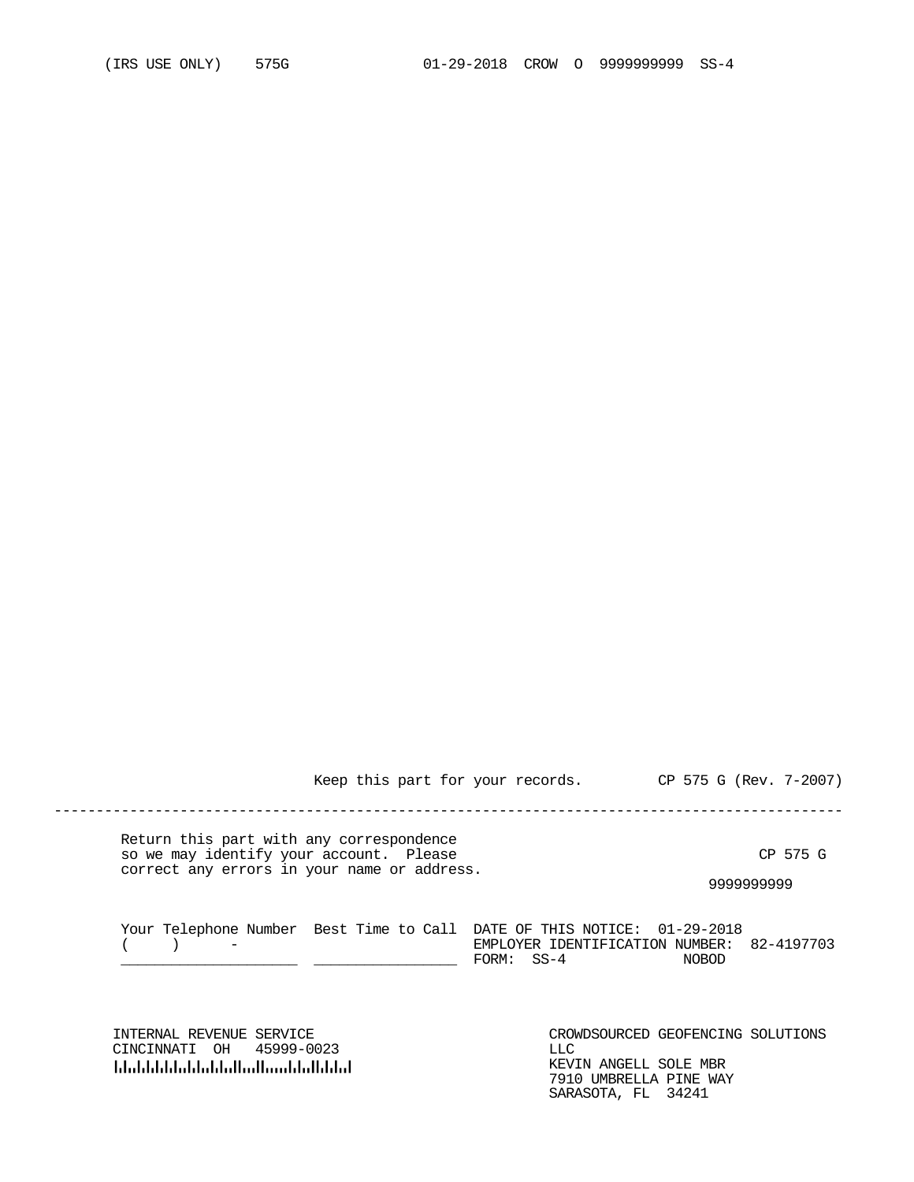(IRS USE ONLY) 575G 01-29-2018 CROW O 9999999999 SS-4

Keep this part for your records. CP 575 G (Rev. 7-2007)

---

Return this part with any correspondence so we may identify your account. Please correct any errors in your name or address.

CP 575 G

9999999999

| Your Telephone Number | Best Time to Call | |
|---|---|---|
| ( ) - | | DATE OF THIS NOTICE: 01-29-2018 |
| | | EMPLOYER IDENTIFICATION NUMBER: 82-4197703 |
| _____________________ | ________________ | FORM: SS-4 NOBOD |

INTERNAL REVENUE SERVICE
CINCINNATI OH 45999-0023

CROWDSOURCED GEOFENCING SOLUTIONS LLC
KEVIN ANGELL SOLE MBR
7910 UMBRELLA PINE WAY
SARASOTA, FL 34241